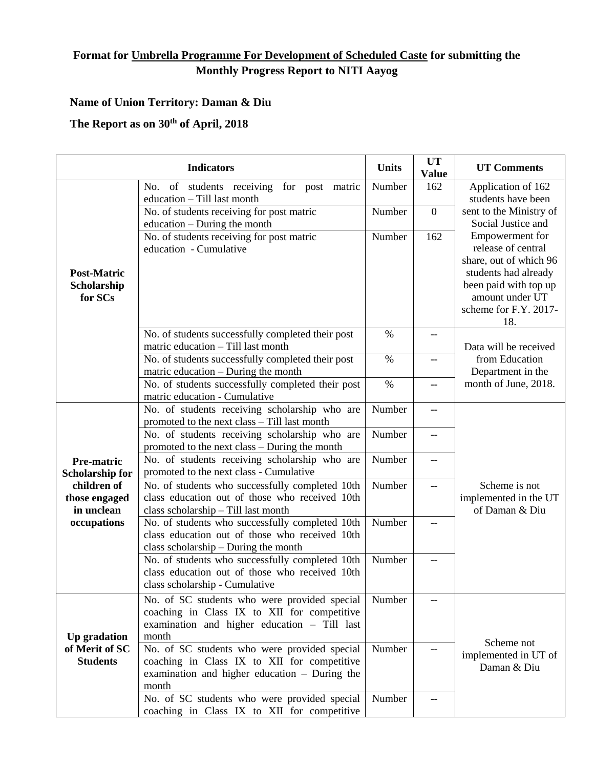**Format for Umbrella Programme For Development of Scheduled Caste for submitting the Monthly Progress Report to NITI Aayog**

**Name of Union Territory: Daman & Diu**

**The Report as on 30th of April, 2018**

| Indicators | | Units | UT Value | UT Comments |
|---|---|---|---|---|
| **Post-Matric Scholarship for SCs** | No. of students receiving for post matric education – Till last month | Number | 162 | Application of 162 students have been sent to the Ministry of Social Justice and Empowerment for release of central share, out of which 96 students had already been paid with top up amount under UT scheme for F.Y. 2017-18. |
| | No. of students receiving for post matric education – During the month | Number | 0 | |
| | No. of students receiving for post matric education - Cumulative | Number | 162 | |
| | No. of students successfully completed their post matric education – Till last month | % | -- | Data will be received from Education Department in the month of June, 2018. |
| | No. of students successfully completed their post matric education – During the month | % | -- | |
| | No. of students successfully completed their post matric education - Cumulative | % | -- | |
| **Pre-matric Scholarship for children of those engaged in unclean occupations** | No. of students receiving scholarship who are promoted to the next class – Till last month | Number | -- | Scheme is not implemented in the UT of Daman & Diu |
| | No. of students receiving scholarship who are promoted to the next class – During the month | Number | -- | |
| | No. of students receiving scholarship who are promoted to the next class - Cumulative | Number | -- | |
| | No. of students who successfully completed 10th class education out of those who received 10th class scholarship – Till last month | Number | -- | |
| | No. of students who successfully completed 10th class education out of those who received 10th class scholarship – During the month | Number | -- | |
| | No. of students who successfully completed 10th class education out of those who received 10th class scholarship - Cumulative | Number | -- | |
| **Up gradation of Merit of SC Students** | No. of SC students who were provided special coaching in Class IX to XII for competitive examination and higher education – Till last month | Number | -- | Scheme not implemented in UT of Daman & Diu |
| | No. of SC students who were provided special coaching in Class IX to XII for competitive examination and higher education – During the month | Number | -- | |
| | No. of SC students who were provided special coaching in Class IX to XII for competitive | Number | -- | |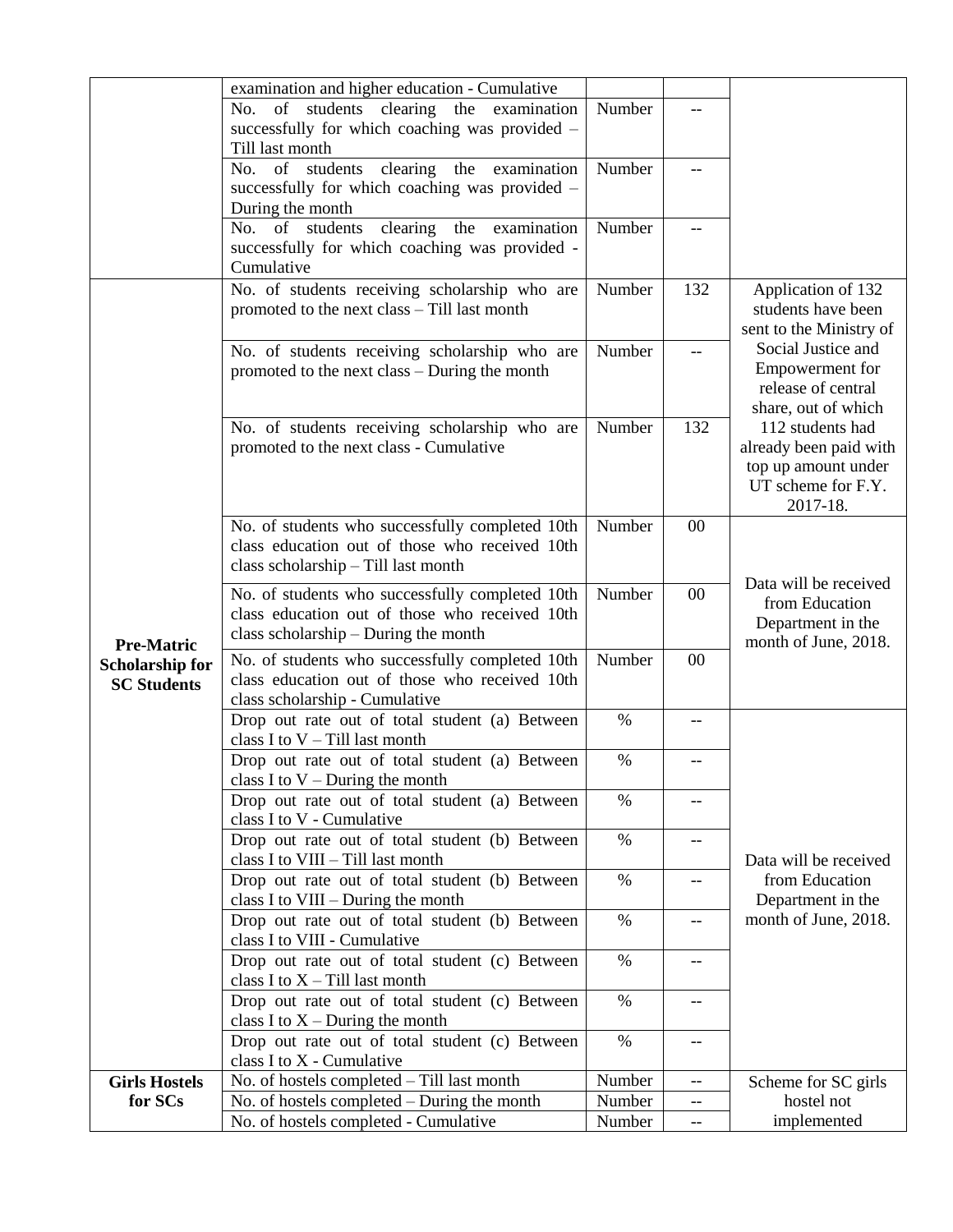| | | | | |
|---|---|---|---|---|
| | examination and higher education - Cumulative | | | |
| | No. of students clearing the examination successfully for which coaching was provided – Till last month | Number | -- | |
| | No. of students clearing the examination successfully for which coaching was provided – During the month | Number | -- | |
| | No. of students clearing the examination successfully for which coaching was provided - Cumulative | Number | -- | |
| **Pre-Matric Scholarship for SC Students** | No. of students receiving scholarship who are promoted to the next class – Till last month | Number | 132 | Application of 132 students have been sent to the Ministry of Social Justice and Empowerment for release of central share, out of which 112 students had already been paid with top up amount under UT scheme for F.Y. 2017-18. |
| | No. of students receiving scholarship who are promoted to the next class – During the month | Number | -- | |
| | No. of students receiving scholarship who are promoted to the next class - Cumulative | Number | 132 | |
| | No. of students who successfully completed 10th class education out of those who received 10th class scholarship – Till last month | Number | 00 | Data will be received from Education Department in the month of June, 2018. |
| | No. of students who successfully completed 10th class education out of those who received 10th class scholarship – During the month | Number | 00 | |
| | No. of students who successfully completed 10th class education out of those who received 10th class scholarship - Cumulative | Number | 00 | |
| | Drop out rate out of total student (a) Between class I to V – Till last month | % | -- | Data will be received from Education Department in the month of June, 2018. |
| | Drop out rate out of total student (a) Between class I to V – During the month | % | -- | |
| | Drop out rate out of total student (a) Between class I to V - Cumulative | % | -- | |
| | Drop out rate out of total student (b) Between class I to VIII – Till last month | % | -- | |
| | Drop out rate out of total student (b) Between class I to VIII – During the month | % | -- | |
| | Drop out rate out of total student (b) Between class I to VIII - Cumulative | % | -- | |
| | Drop out rate out of total student (c) Between class I to X – Till last month | % | -- | |
| | Drop out rate out of total student (c) Between class I to X – During the month | % | -- | |
| | Drop out rate out of total student (c) Between class I to X - Cumulative | % | -- | |
| **Girls Hostels for SCs** | No. of hostels completed – Till last month | Number | -- | Scheme for SC girls hostel not implemented |
| | No. of hostels completed – During the month | Number | -- | |
| | No. of hostels completed - Cumulative | Number | -- | |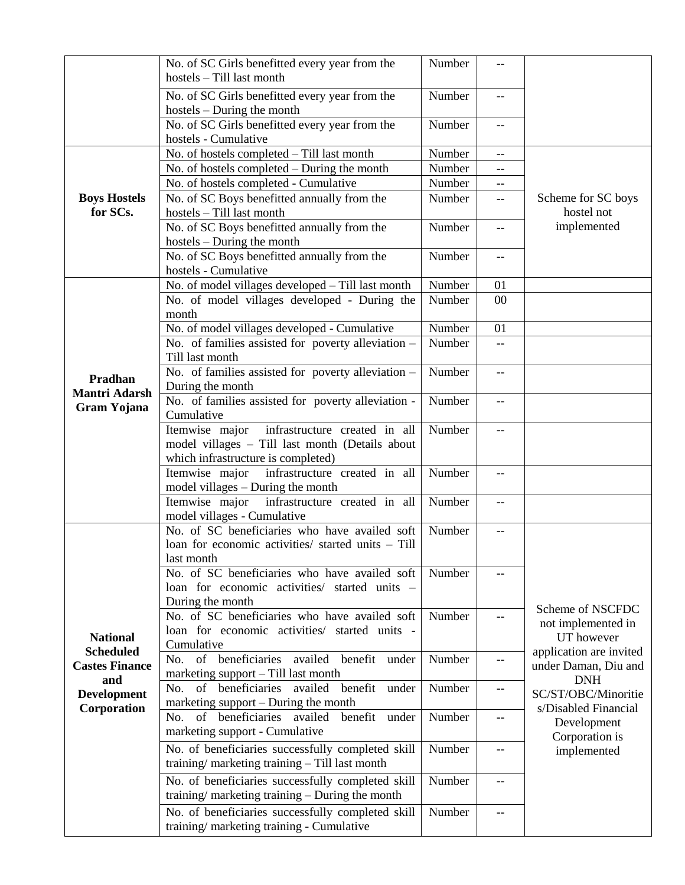| | | | | |
|---|---|---|---|---|
| | No. of SC Girls benefitted every year from the hostels – Till last month | Number | -- | |
| | No. of SC Girls benefitted every year from the hostels – During the month | Number | -- | |
| | No. of SC Girls benefitted every year from the hostels - Cumulative | Number | -- | |
| **Boys Hostels for SCs.** | No. of hostels completed – Till last month | Number | -- | Scheme for SC boys hostel not implemented |
| | No. of hostels completed – During the month | Number | -- | |
| | No. of hostels completed - Cumulative | Number | -- | |
| | No. of SC Boys benefitted annually from the hostels – Till last month | Number | -- | |
| | No. of SC Boys benefitted annually from the hostels – During the month | Number | -- | |
| | No. of SC Boys benefitted annually from the hostels - Cumulative | Number | -- | |
| **Pradhan Mantri Adarsh Gram Yojana** | No. of model villages developed – Till last month | Number | 01 | |
| | No. of model villages developed - During the month | Number | 00 | |
| | No. of model villages developed - Cumulative | Number | 01 | |
| | No. of families assisted for poverty alleviation – Till last month | Number | -- | |
| | No. of families assisted for poverty alleviation – During the month | Number | -- | |
| | No. of families assisted for poverty alleviation - Cumulative | Number | -- | |
| | Itemwise major infrastructure created in all model villages – Till last month (Details about which infrastructure is completed) | Number | -- | |
| | Itemwise major infrastructure created in all model villages – During the month | Number | -- | |
| | Itemwise major infrastructure created in all model villages - Cumulative | Number | -- | |
| **National Scheduled Castes Finance and Development Corporation** | No. of SC beneficiaries who have availed soft loan for economic activities/ started units – Till last month | Number | -- | Scheme of NSCFDC not implemented in UT however application are invited under Daman, Diu and DNH SC/ST/OBC/Minorities/Disabled Financial Development Corporation is implemented |
| | No. of SC beneficiaries who have availed soft loan for economic activities/ started units – During the month | Number | -- | |
| | No. of SC beneficiaries who have availed soft loan for economic activities/ started units - Cumulative | Number | -- | |
| | No. of beneficiaries availed benefit under marketing support – Till last month | Number | -- | |
| | No. of beneficiaries availed benefit under marketing support – During the month | Number | -- | |
| | No. of beneficiaries availed benefit under marketing support - Cumulative | Number | -- | |
| | No. of beneficiaries successfully completed skill training/ marketing training – Till last month | Number | -- | |
| | No. of beneficiaries successfully completed skill training/ marketing training – During the month | Number | -- | |
| | No. of beneficiaries successfully completed skill training/ marketing training - Cumulative | Number | -- | |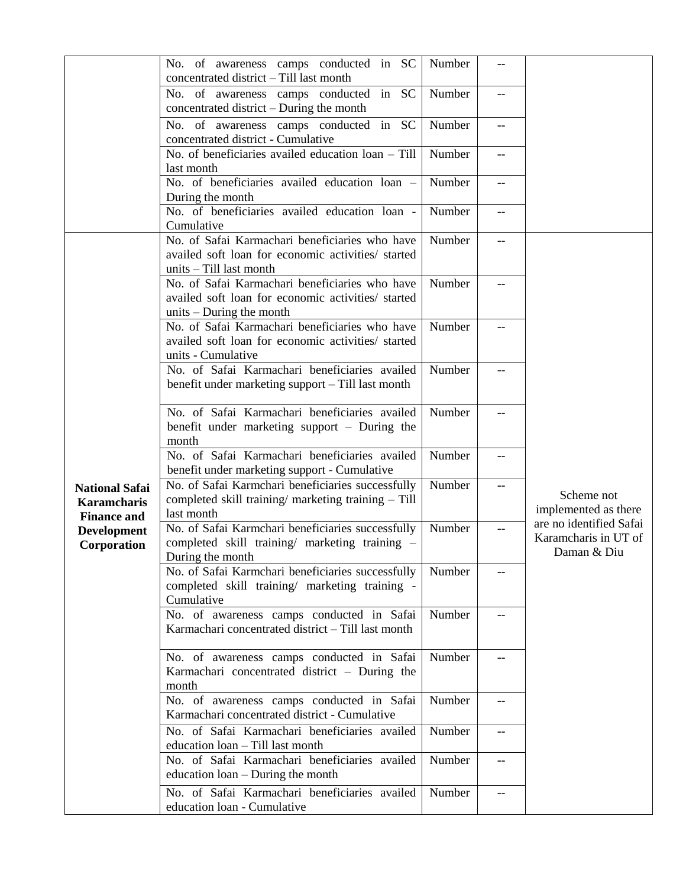| | | | | |
|---|---|---|---|---|
| | No. of awareness camps conducted in SC concentrated district – Till last month | Number | -- | |
| | No. of awareness camps conducted in SC concentrated district – During the month | Number | -- | |
| | No. of awareness camps conducted in SC concentrated district - Cumulative | Number | -- | |
| | No. of beneficiaries availed education loan – Till last month | Number | -- | |
| | No. of beneficiaries availed education loan – During the month | Number | -- | |
| | No. of beneficiaries availed education loan - Cumulative | Number | -- | |
| **National Safai Karamcharis Finance and Development Corporation** | No. of Safai Karmachari beneficiaries who have availed soft loan for economic activities/ started units – Till last month | Number | -- | Scheme not implemented as there are no identified Safai Karamcharis in UT of Daman & Diu |
| | No. of Safai Karmachari beneficiaries who have availed soft loan for economic activities/ started units – During the month | Number | -- | |
| | No. of Safai Karmachari beneficiaries who have availed soft loan for economic activities/ started units - Cumulative | Number | -- | |
| | No. of Safai Karmachari beneficiaries availed benefit under marketing support – Till last month | Number | -- | |
| | No. of Safai Karmachari beneficiaries availed benefit under marketing support – During the month | Number | -- | |
| | No. of Safai Karmachari beneficiaries availed benefit under marketing support - Cumulative | Number | -- | |
| | No. of Safai Karmchari beneficiaries successfully completed skill training/ marketing training – Till last month | Number | -- | |
| | No. of Safai Karmchari beneficiaries successfully completed skill training/ marketing training – During the month | Number | -- | |
| | No. of Safai Karmchari beneficiaries successfully completed skill training/ marketing training - Cumulative | Number | -- | |
| | No. of awareness camps conducted in Safai Karmachari concentrated district – Till last month | Number | -- | |
| | No. of awareness camps conducted in Safai Karmachari concentrated district – During the month | Number | -- | |
| | No. of awareness camps conducted in Safai Karmachari concentrated district - Cumulative | Number | -- | |
| | No. of Safai Karmachari beneficiaries availed education loan – Till last month | Number | -- | |
| | No. of Safai Karmachari beneficiaries availed education loan – During the month | Number | -- | |
| | No. of Safai Karmachari beneficiaries availed education loan - Cumulative | Number | -- | |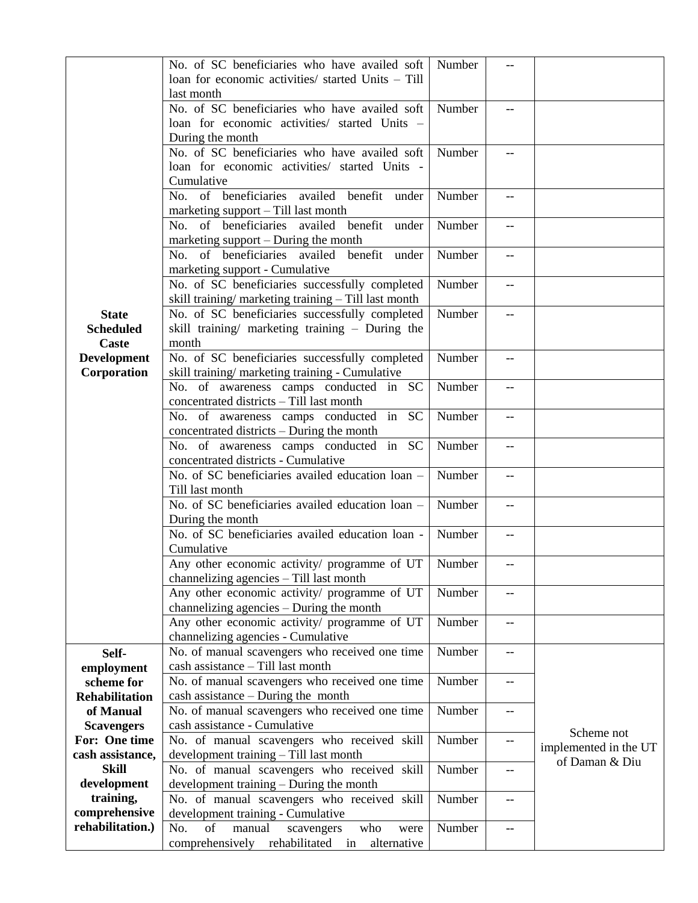| | | | | |
|---|---|---|---|---|
| **State Scheduled Caste Development Corporation** | No. of SC beneficiaries who have availed soft loan for economic activities/ started Units – Till last month | Number | -- | |
| | No. of SC beneficiaries who have availed soft loan for economic activities/ started Units – During the month | Number | -- | |
| | No. of SC beneficiaries who have availed soft loan for economic activities/ started Units - Cumulative | Number | -- | |
| | No. of beneficiaries availed benefit under marketing support – Till last month | Number | -- | |
| | No. of beneficiaries availed benefit under marketing support – During the month | Number | -- | |
| | No. of beneficiaries availed benefit under marketing support - Cumulative | Number | -- | |
| | No. of SC beneficiaries successfully completed skill training/ marketing training – Till last month | Number | -- | |
| | No. of SC beneficiaries successfully completed skill training/ marketing training – During the month | Number | -- | |
| | No. of SC beneficiaries successfully completed skill training/ marketing training - Cumulative | Number | -- | |
| | No. of awareness camps conducted in SC concentrated districts – Till last month | Number | -- | |
| | No. of awareness camps conducted in SC concentrated districts – During the month | Number | -- | |
| | No. of awareness camps conducted in SC concentrated districts - Cumulative | Number | -- | |
| | No. of SC beneficiaries availed education loan – Till last month | Number | -- | |
| | No. of SC beneficiaries availed education loan – During the month | Number | -- | |
| | No. of SC beneficiaries availed education loan - Cumulative | Number | -- | |
| | Any other economic activity/ programme of UT channelizing agencies – Till last month | Number | -- | |
| | Any other economic activity/ programme of UT channelizing agencies – During the month | Number | -- | |
| | Any other economic activity/ programme of UT channelizing agencies - Cumulative | Number | -- | |
| **Self-employment scheme for Rehabilitation of Manual Scavengers For: One time cash assistance, Skill development training, comprehensive rehabilitation.)** | No. of manual scavengers who received one time cash assistance – Till last month | Number | -- | Scheme not implemented in the UT of Daman & Diu |
| | No. of manual scavengers who received one time cash assistance – During the month | Number | -- | |
| | No. of manual scavengers who received one time cash assistance - Cumulative | Number | -- | |
| | No. of manual scavengers who received skill development training – Till last month | Number | -- | |
| | No. of manual scavengers who received skill development training – During the month | Number | -- | |
| | No. of manual scavengers who received skill development training - Cumulative | Number | -- | |
| | No. of manual scavengers who were comprehensively rehabilitated in alternative | Number | -- | |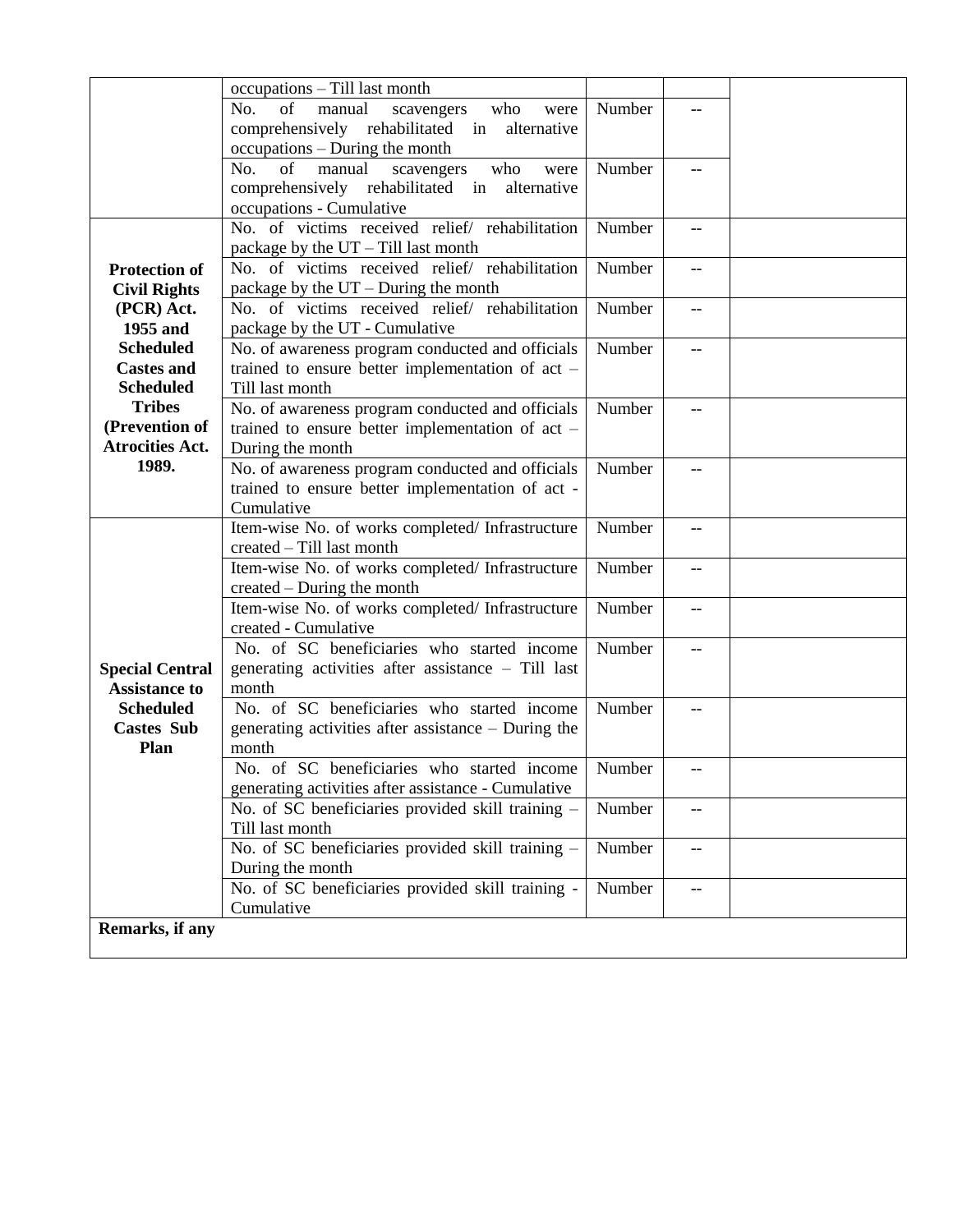| | | | | |
|---|---|---|---|---|
| | occupations – Till last month | | | |
| | No. of manual scavengers who were comprehensively rehabilitated in alternative occupations – During the month | Number | -- | |
| | No. of manual scavengers who were comprehensively rehabilitated in alternative occupations - Cumulative | Number | -- | |
| **Protection of Civil Rights (PCR) Act. 1955 and Scheduled Castes and Scheduled Tribes (Prevention of Atrocities Act. 1989.** | No. of victims received relief/ rehabilitation package by the UT – Till last month | Number | -- | |
| | No. of victims received relief/ rehabilitation package by the UT – During the month | Number | -- | |
| | No. of victims received relief/ rehabilitation package by the UT - Cumulative | Number | -- | |
| | No. of awareness program conducted and officials trained to ensure better implementation of act – Till last month | Number | -- | |
| | No. of awareness program conducted and officials trained to ensure better implementation of act – During the month | Number | -- | |
| | No. of awareness program conducted and officials trained to ensure better implementation of act - Cumulative | Number | -- | |
| **Special Central Assistance to Scheduled Castes Sub Plan** | Item-wise No. of works completed/ Infrastructure created – Till last month | Number | -- | |
| | Item-wise No. of works completed/ Infrastructure created – During the month | Number | -- | |
| | Item-wise No. of works completed/ Infrastructure created - Cumulative | Number | -- | |
| | No. of SC beneficiaries who started income generating activities after assistance – Till last month | Number | -- | |
| | No. of SC beneficiaries who started income generating activities after assistance – During the month | Number | -- | |
| | No. of SC beneficiaries who started income generating activities after assistance - Cumulative | Number | -- | |
| | No. of SC beneficiaries provided skill training – Till last month | Number | -- | |
| | No. of SC beneficiaries provided skill training – During the month | Number | -- | |
| | No. of SC beneficiaries provided skill training - Cumulative | Number | -- | |
| **Remarks, if any** | | | | |